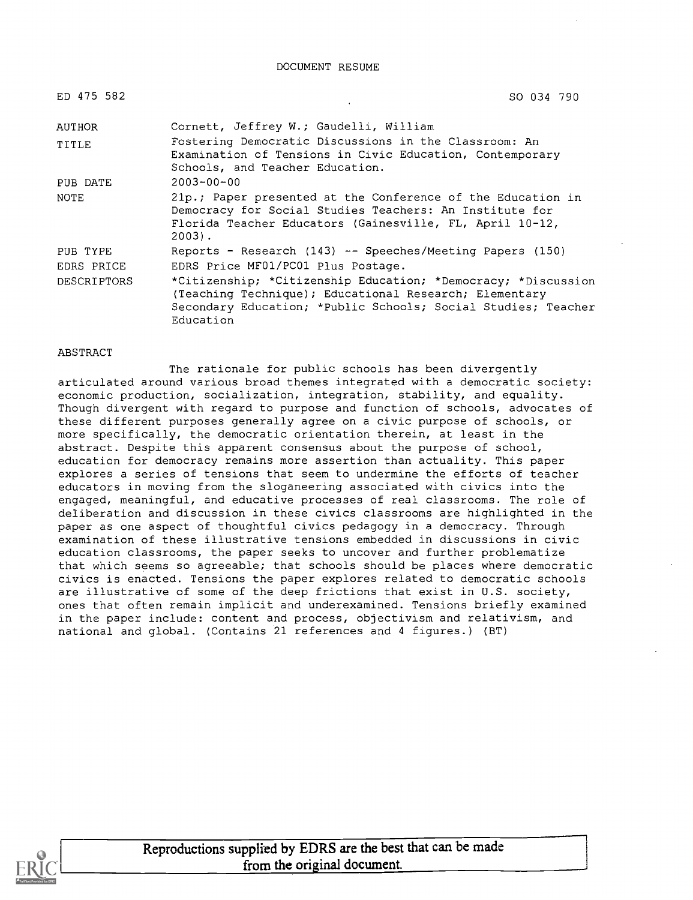DOCUMENT RESUME

| | |
|---|---|
| ED 475 582 | SO 034 790 |
| AUTHOR | Cornett, Jeffrey W.; Gaudelli, William |
| TITLE | Fostering Democratic Discussions in the Classroom: An Examination of Tensions in Civic Education, Contemporary Schools, and Teacher Education. |
| PUB DATE | 2003-00-00 |
| NOTE | 21p.; Paper presented at the Conference of the Education in Democracy for Social Studies Teachers: An Institute for Florida Teacher Educators (Gainesville, FL, April 10-12, 2003). |
| PUB TYPE | Reports - Research (143) -- Speeches/Meeting Papers (150) |
| EDRS PRICE | EDRS Price MF01/PC01 Plus Postage. |
| DESCRIPTORS | *Citizenship; *Citizenship Education; *Democracy; *Discussion (Teaching Technique); Educational Research; Elementary Secondary Education; *Public Schools; Social Studies; Teacher Education |

ABSTRACT

The rationale for public schools has been divergently articulated around various broad themes integrated with a democratic society: economic production, socialization, integration, stability, and equality. Though divergent with regard to purpose and function of schools, advocates of these different purposes generally agree on a civic purpose of schools, or more specifically, the democratic orientation therein, at least in the abstract. Despite this apparent consensus about the purpose of school, education for democracy remains more assertion than actuality. This paper explores a series of tensions that seem to undermine the efforts of teacher educators in moving from the sloganeering associated with civics into the engaged, meaningful, and educative processes of real classrooms. The role of deliberation and discussion in these civics classrooms are highlighted in the paper as one aspect of thoughtful civics pedagogy in a democracy. Through examination of these illustrative tensions embedded in discussions in civic education classrooms, the paper seeks to uncover and further problematize that which seems so agreeable; that schools should be places where democratic civics is enacted. Tensions the paper explores related to democratic schools are illustrative of some of the deep frictions that exist in U.S. society, ones that often remain implicit and underexamined. Tensions briefly examined in the paper include: content and process, objectivism and relativism, and national and global. (Contains 21 references and 4 figures.) (BT)

Reproductions supplied by EDRS are the best that can be made from the original document.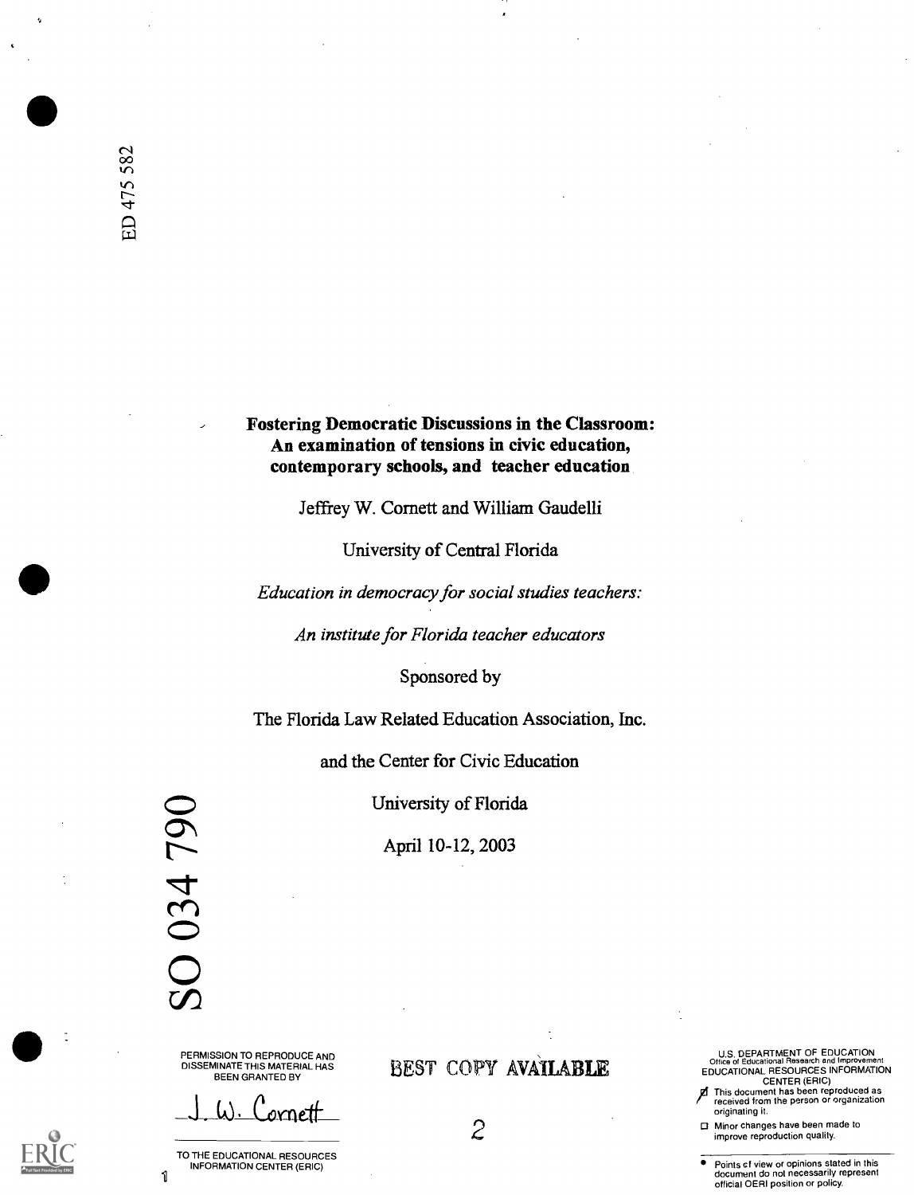ED 475 582

# Fostering Democratic Discussions in the Classroom: An examination of tensions in civic education, contemporary schools, and teacher education

Jeffrey W. Cornett and William Gaudelli

University of Central Florida

*Education in democracy for social studies teachers:*

*An institute for Florida teacher educators*

Sponsored by

The Florida Law Related Education Association, Inc.

and the Center for Civic Education

University of Florida

April 10-12, 2003

SO 034 790

PERMISSION TO REPRODUCE AND DISSEMINATE THIS MATERIAL HAS BEEN GRANTED BY

J. W. Cornett

TO THE EDUCATIONAL RESOURCES INFORMATION CENTER (ERIC)

BEST COPY AVAILABLE

U.S. DEPARTMENT OF EDUCATION
Office of Educational Research and Improvement
EDUCATIONAL RESOURCES INFORMATION CENTER (ERIC)

- [x] This document has been reproduced as received from the person or organization originating it.
- [ ] Minor changes have been made to improve reproduction quality.

- Points of view or opinions stated in this document do not necessarily represent official OERI position or policy.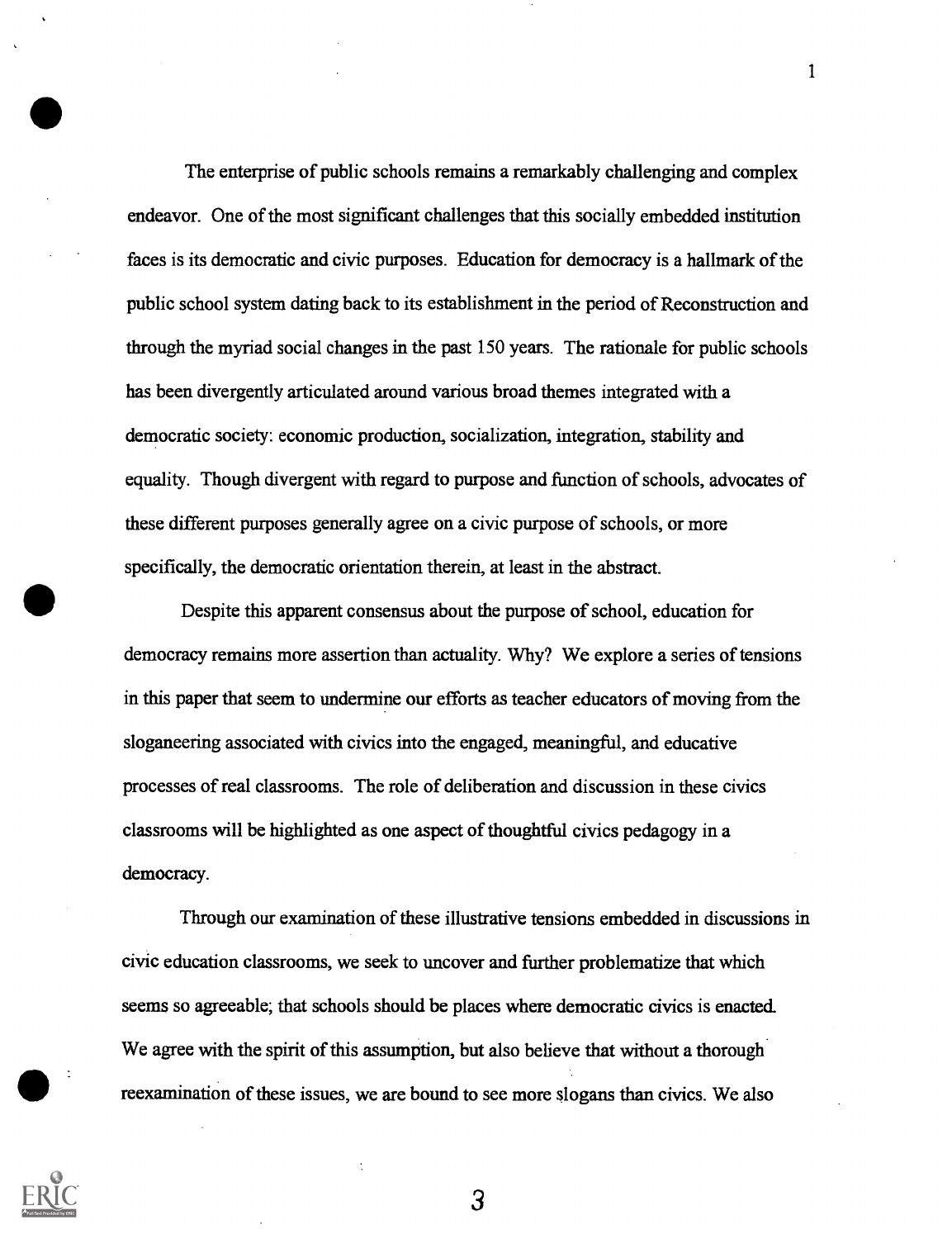The enterprise of public schools remains a remarkably challenging and complex endeavor. One of the most significant challenges that this socially embedded institution faces is its democratic and civic purposes. Education for democracy is a hallmark of the public school system dating back to its establishment in the period of Reconstruction and through the myriad social changes in the past 150 years. The rationale for public schools has been divergently articulated around various broad themes integrated with a democratic society: economic production, socialization, integration, stability and equality. Though divergent with regard to purpose and function of schools, advocates of these different purposes generally agree on a civic purpose of schools, or more specifically, the democratic orientation therein, at least in the abstract.

Despite this apparent consensus about the purpose of school, education for democracy remains more assertion than actuality. Why? We explore a series of tensions in this paper that seem to undermine our efforts as teacher educators of moving from the sloganeering associated with civics into the engaged, meaningful, and educative processes of real classrooms. The role of deliberation and discussion in these civics classrooms will be highlighted as one aspect of thoughtful civics pedagogy in a democracy.

Through our examination of these illustrative tensions embedded in discussions in civic education classrooms, we seek to uncover and further problematize that which seems so agreeable; that schools should be places where democratic civics is enacted. We agree with the spirit of this assumption, but also believe that without a thorough reexamination of these issues, we are bound to see more slogans than civics. We also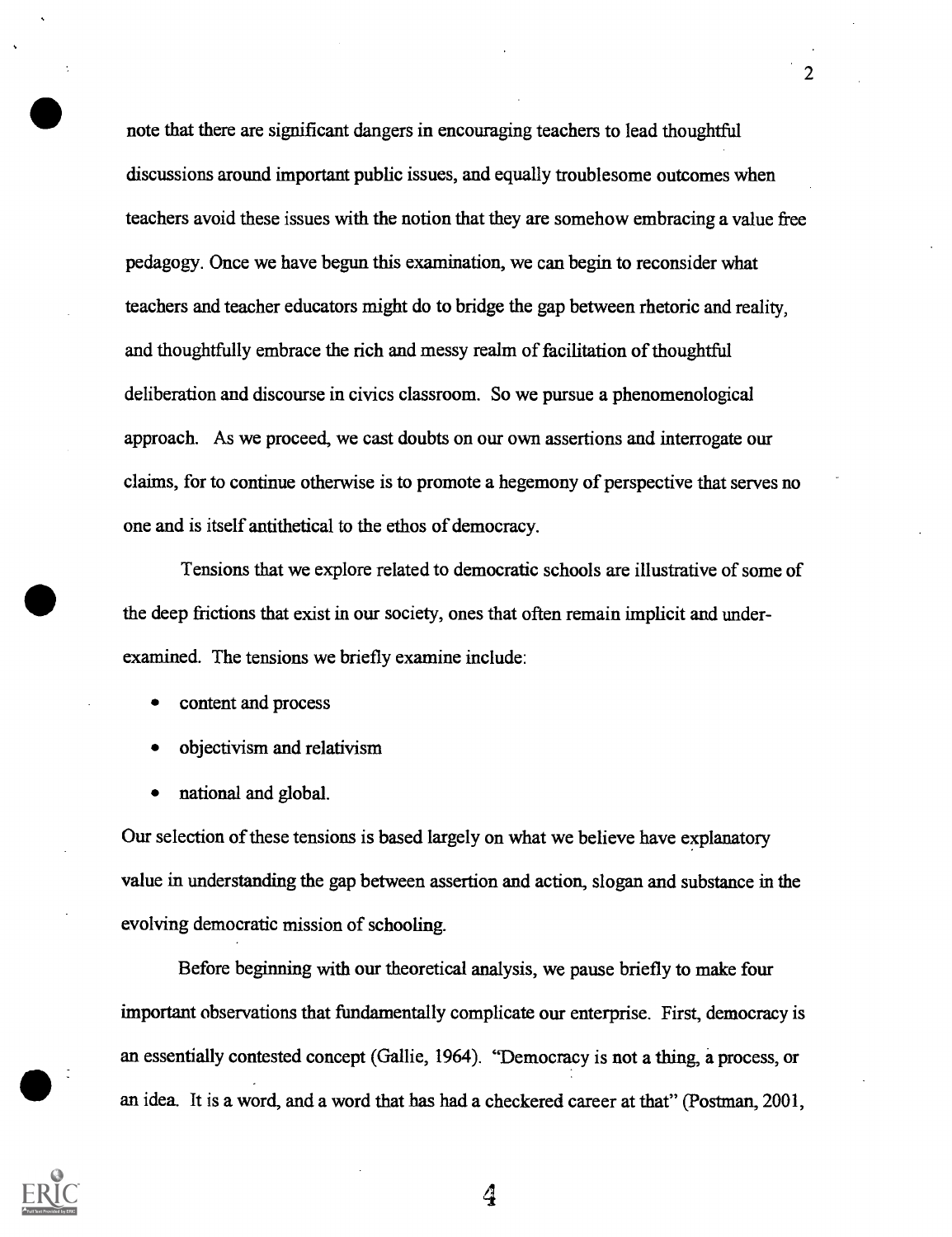note that there are significant dangers in encouraging teachers to lead thoughtful discussions around important public issues, and equally troublesome outcomes when teachers avoid these issues with the notion that they are somehow embracing a value free pedagogy. Once we have begun this examination, we can begin to reconsider what teachers and teacher educators might do to bridge the gap between rhetoric and reality, and thoughtfully embrace the rich and messy realm of facilitation of thoughtful deliberation and discourse in civics classroom. So we pursue a phenomenological approach. As we proceed, we cast doubts on our own assertions and interrogate our claims, for to continue otherwise is to promote a hegemony of perspective that serves no one and is itself antithetical to the ethos of democracy.

Tensions that we explore related to democratic schools are illustrative of some of the deep frictions that exist in our society, ones that often remain implicit and under-examined. The tensions we briefly examine include:

- content and process
- objectivism and relativism
- national and global.

Our selection of these tensions is based largely on what we believe have explanatory value in understanding the gap between assertion and action, slogan and substance in the evolving democratic mission of schooling.

Before beginning with our theoretical analysis, we pause briefly to make four important observations that fundamentally complicate our enterprise. First, democracy is an essentially contested concept (Gallie, 1964). "Democracy is not a thing, a process, or an idea. It is a word, and a word that has had a checkered career at that" (Postman, 2001,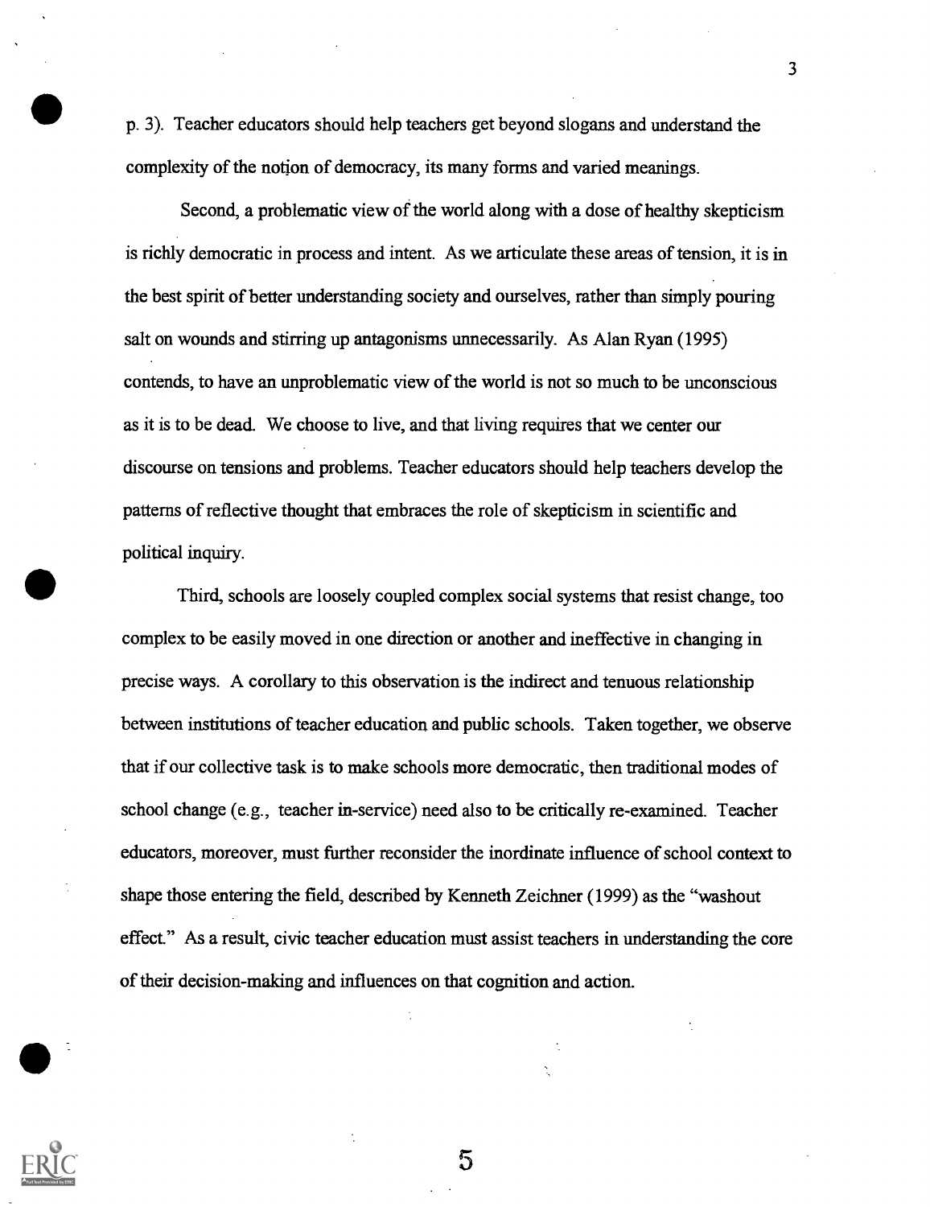p. 3). Teacher educators should help teachers get beyond slogans and understand the complexity of the notion of democracy, its many forms and varied meanings.

Second, a problematic view of the world along with a dose of healthy skepticism is richly democratic in process and intent. As we articulate these areas of tension, it is in the best spirit of better understanding society and ourselves, rather than simply pouring salt on wounds and stirring up antagonisms unnecessarily. As Alan Ryan (1995) contends, to have an unproblematic view of the world is not so much to be unconscious as it is to be dead. We choose to live, and that living requires that we center our discourse on tensions and problems. Teacher educators should help teachers develop the patterns of reflective thought that embraces the role of skepticism in scientific and political inquiry.

Third, schools are loosely coupled complex social systems that resist change, too complex to be easily moved in one direction or another and ineffective in changing in precise ways. A corollary to this observation is the indirect and tenuous relationship between institutions of teacher education and public schools. Taken together, we observe that if our collective task is to make schools more democratic, then traditional modes of school change (e.g., teacher in-service) need also to be critically re-examined. Teacher educators, moreover, must further reconsider the inordinate influence of school context to shape those entering the field, described by Kenneth Zeichner (1999) as the "washout effect." As a result, civic teacher education must assist teachers in understanding the core of their decision-making and influences on that cognition and action.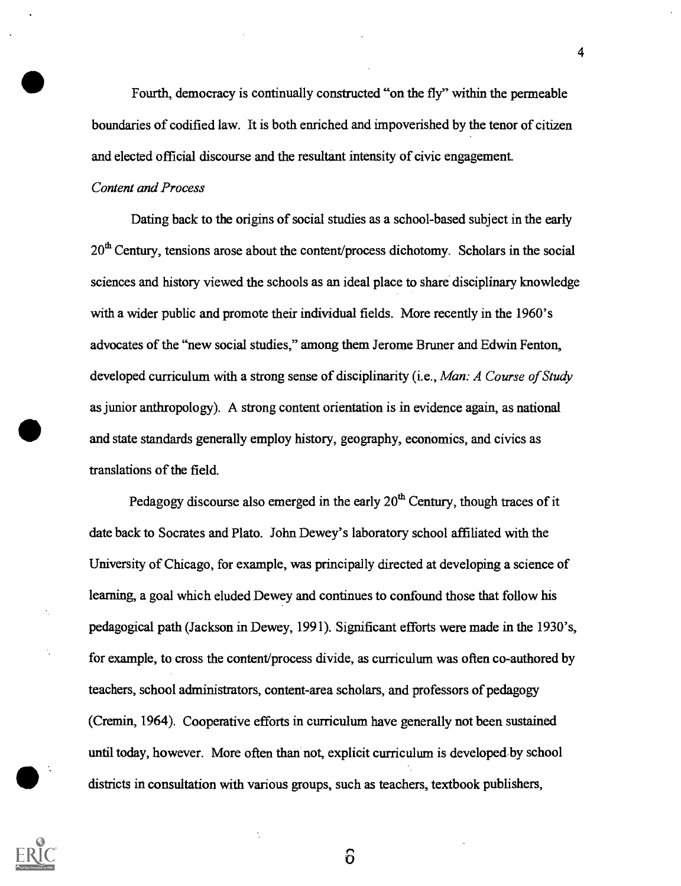Fourth, democracy is continually constructed "on the fly" within the permeable boundaries of codified law. It is both enriched and impoverished by the tenor of citizen and elected official discourse and the resultant intensity of civic engagement.

*Content and Process*

Dating back to the origins of social studies as a school-based subject in the early 20th Century, tensions arose about the content/process dichotomy. Scholars in the social sciences and history viewed the schools as an ideal place to share disciplinary knowledge with a wider public and promote their individual fields. More recently in the 1960's advocates of the "new social studies," among them Jerome Bruner and Edwin Fenton, developed curriculum with a strong sense of disciplinarity (i.e., *Man: A Course of Study* as junior anthropology). A strong content orientation is in evidence again, as national and state standards generally employ history, geography, economics, and civics as translations of the field.

Pedagogy discourse also emerged in the early 20th Century, though traces of it date back to Socrates and Plato. John Dewey's laboratory school affiliated with the University of Chicago, for example, was principally directed at developing a science of learning, a goal which eluded Dewey and continues to confound those that follow his pedagogical path (Jackson in Dewey, 1991). Significant efforts were made in the 1930's, for example, to cross the content/process divide, as curriculum was often co-authored by teachers, school administrators, content-area scholars, and professors of pedagogy (Cremin, 1964). Cooperative efforts in curriculum have generally not been sustained until today, however. More often than not, explicit curriculum is developed by school districts in consultation with various groups, such as teachers, textbook publishers,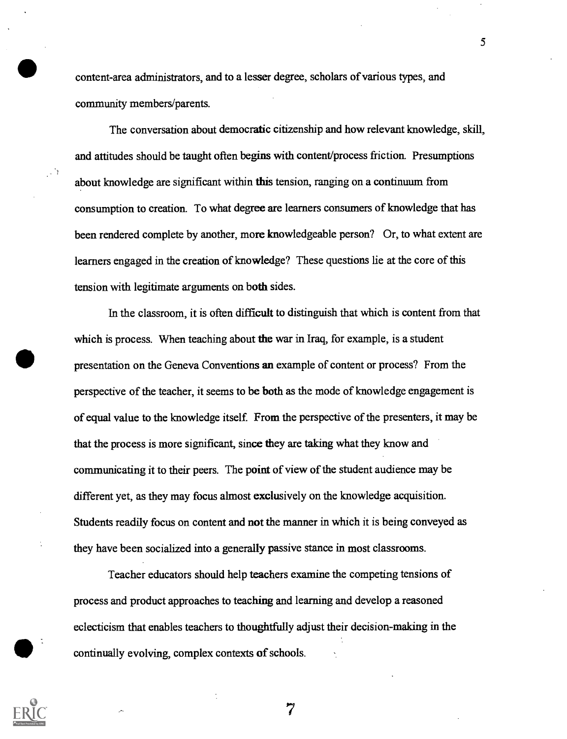content-area administrators, and to a lesser degree, scholars of various types, and community members/parents.

The conversation about democratic citizenship and how relevant knowledge, skill, and attitudes should be taught often begins with content/process friction. Presumptions about knowledge are significant within this tension, ranging on a continuum from consumption to creation. To what degree are learners consumers of knowledge that has been rendered complete by another, more knowledgeable person? Or, to what extent are learners engaged in the creation of knowledge? These questions lie at the core of this tension with legitimate arguments on both sides.

In the classroom, it is often difficult to distinguish that which is content from that which is process. When teaching about the war in Iraq, for example, is a student presentation on the Geneva Conventions an example of content or process? From the perspective of the teacher, it seems to be both as the mode of knowledge engagement is of equal value to the knowledge itself. From the perspective of the presenters, it may be that the process is more significant, since they are taking what they know and communicating it to their peers. The point of view of the student audience may be different yet, as they may focus almost exclusively on the knowledge acquisition. Students readily focus on content and not the manner in which it is being conveyed as they have been socialized into a generally passive stance in most classrooms.

Teacher educators should help teachers examine the competing tensions of process and product approaches to teaching and learning and develop a reasoned eclecticism that enables teachers to thoughtfully adjust their decision-making in the continually evolving, complex contexts of schools.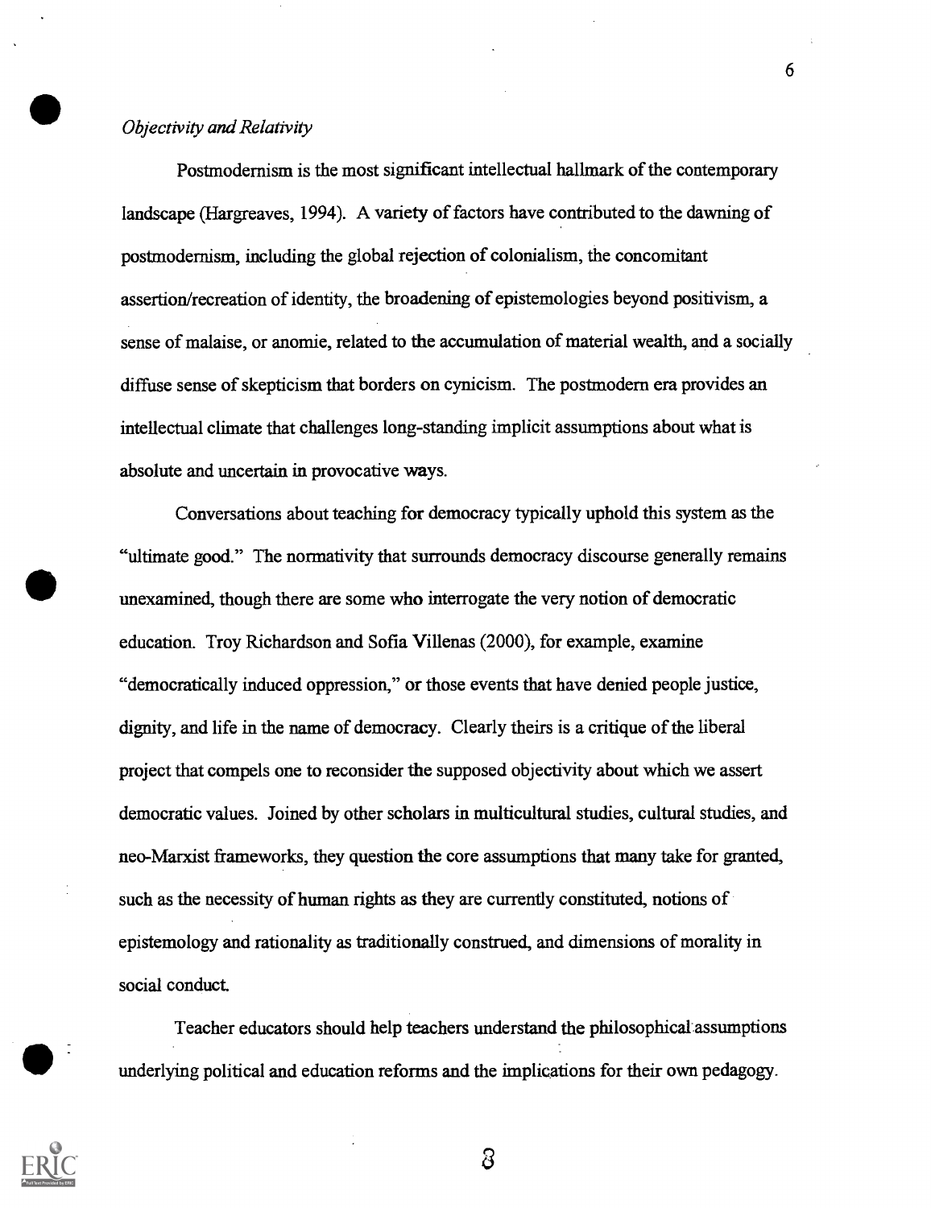*Objectivity and Relativity*

Postmodernism is the most significant intellectual hallmark of the contemporary landscape (Hargreaves, 1994). A variety of factors have contributed to the dawning of postmodernism, including the global rejection of colonialism, the concomitant assertion/recreation of identity, the broadening of epistemologies beyond positivism, a sense of malaise, or anomie, related to the accumulation of material wealth, and a socially diffuse sense of skepticism that borders on cynicism. The postmodern era provides an intellectual climate that challenges long-standing implicit assumptions about what is absolute and uncertain in provocative ways.

Conversations about teaching for democracy typically uphold this system as the "ultimate good." The normativity that surrounds democracy discourse generally remains unexamined, though there are some who interrogate the very notion of democratic education. Troy Richardson and Sofia Villenas (2000), for example, examine "democratically induced oppression," or those events that have denied people justice, dignity, and life in the name of democracy. Clearly theirs is a critique of the liberal project that compels one to reconsider the supposed objectivity about which we assert democratic values. Joined by other scholars in multicultural studies, cultural studies, and neo-Marxist frameworks, they question the core assumptions that many take for granted, such as the necessity of human rights as they are currently constituted, notions of epistemology and rationality as traditionally construed, and dimensions of morality in social conduct.

Teacher educators should help teachers understand the philosophical assumptions underlying political and education reforms and the implications for their own pedagogy.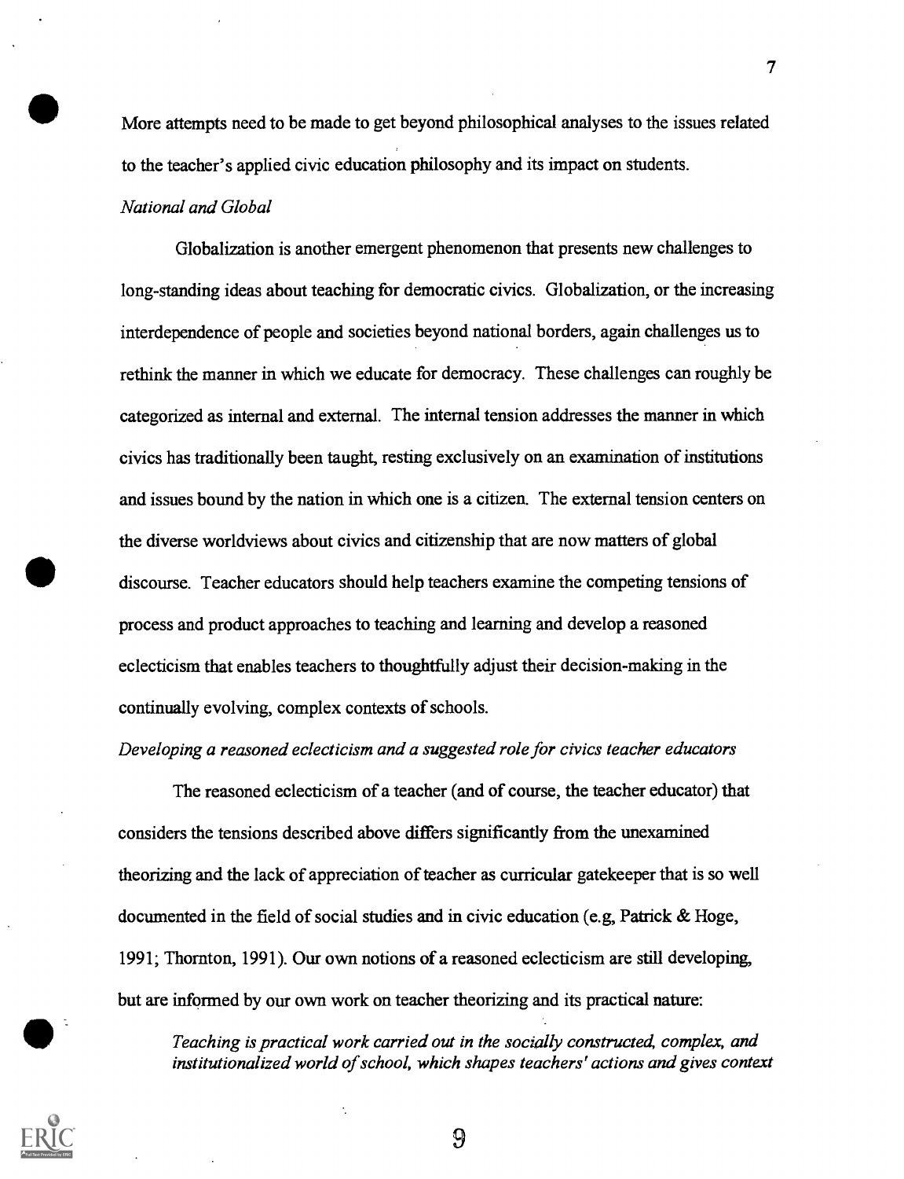More attempts need to be made to get beyond philosophical analyses to the issues related to the teacher's applied civic education philosophy and its impact on students.

*National and Global*

Globalization is another emergent phenomenon that presents new challenges to long-standing ideas about teaching for democratic civics. Globalization, or the increasing interdependence of people and societies beyond national borders, again challenges us to rethink the manner in which we educate for democracy. These challenges can roughly be categorized as internal and external. The internal tension addresses the manner in which civics has traditionally been taught, resting exclusively on an examination of institutions and issues bound by the nation in which one is a citizen. The external tension centers on the diverse worldviews about civics and citizenship that are now matters of global discourse. Teacher educators should help teachers examine the competing tensions of process and product approaches to teaching and learning and develop a reasoned eclecticism that enables teachers to thoughtfully adjust their decision-making in the continually evolving, complex contexts of schools.

*Developing a reasoned eclecticism and a suggested role for civics teacher educators*

The reasoned eclecticism of a teacher (and of course, the teacher educator) that considers the tensions described above differs significantly from the unexamined theorizing and the lack of appreciation of teacher as curricular gatekeeper that is so well documented in the field of social studies and in civic education (e.g, Patrick & Hoge, 1991; Thornton, 1991). Our own notions of a reasoned eclecticism are still developing, but are informed by our own work on teacher theorizing and its practical nature:

> *Teaching is practical work carried out in the socially constructed, complex, and institutionalized world of school, which shapes teachers' actions and gives context*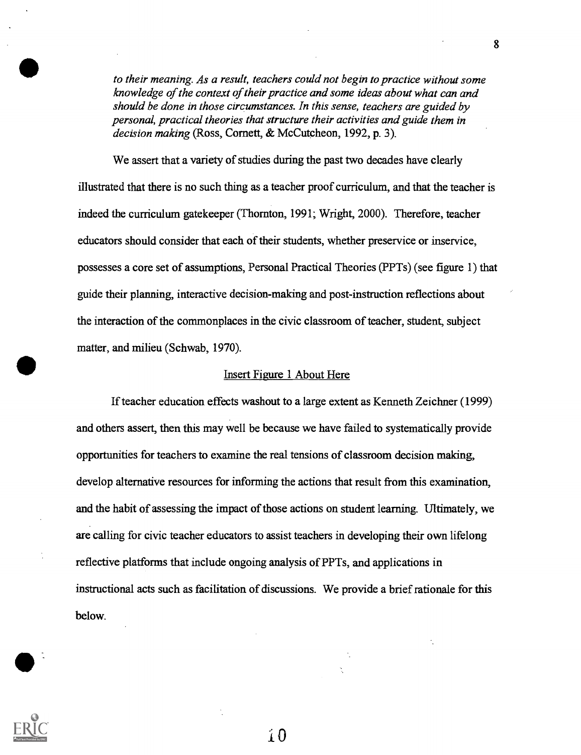*to their meaning. As a result, teachers could not begin to practice without some knowledge of the context of their practice and some ideas about what can and should be done in those circumstances. In this sense, teachers are guided by personal, practical theories that structure their activities and guide them in decision making* (Ross, Cornett, & McCutcheon, 1992, p. 3).

We assert that a variety of studies during the past two decades have clearly illustrated that there is no such thing as a teacher proof curriculum, and that the teacher is indeed the curriculum gatekeeper (Thornton, 1991; Wright, 2000). Therefore, teacher educators should consider that each of their students, whether preservice or inservice, possesses a core set of assumptions, Personal Practical Theories (PPTs) (see figure 1) that guide their planning, interactive decision-making and post-instruction reflections about the interaction of the commonplaces in the civic classroom of teacher, student, subject matter, and milieu (Schwab, 1970).

<u>Insert Figure 1 About Here</u>

If teacher education effects washout to a large extent as Kenneth Zeichner (1999) and others assert, then this may well be because we have failed to systematically provide opportunities for teachers to examine the real tensions of classroom decision making, develop alternative resources for informing the actions that result from this examination, and the habit of assessing the impact of those actions on student learning. Ultimately, we are calling for civic teacher educators to assist teachers in developing their own lifelong reflective platforms that include ongoing analysis of PPTs, and applications in instructional acts such as facilitation of discussions. We provide a brief rationale for this below.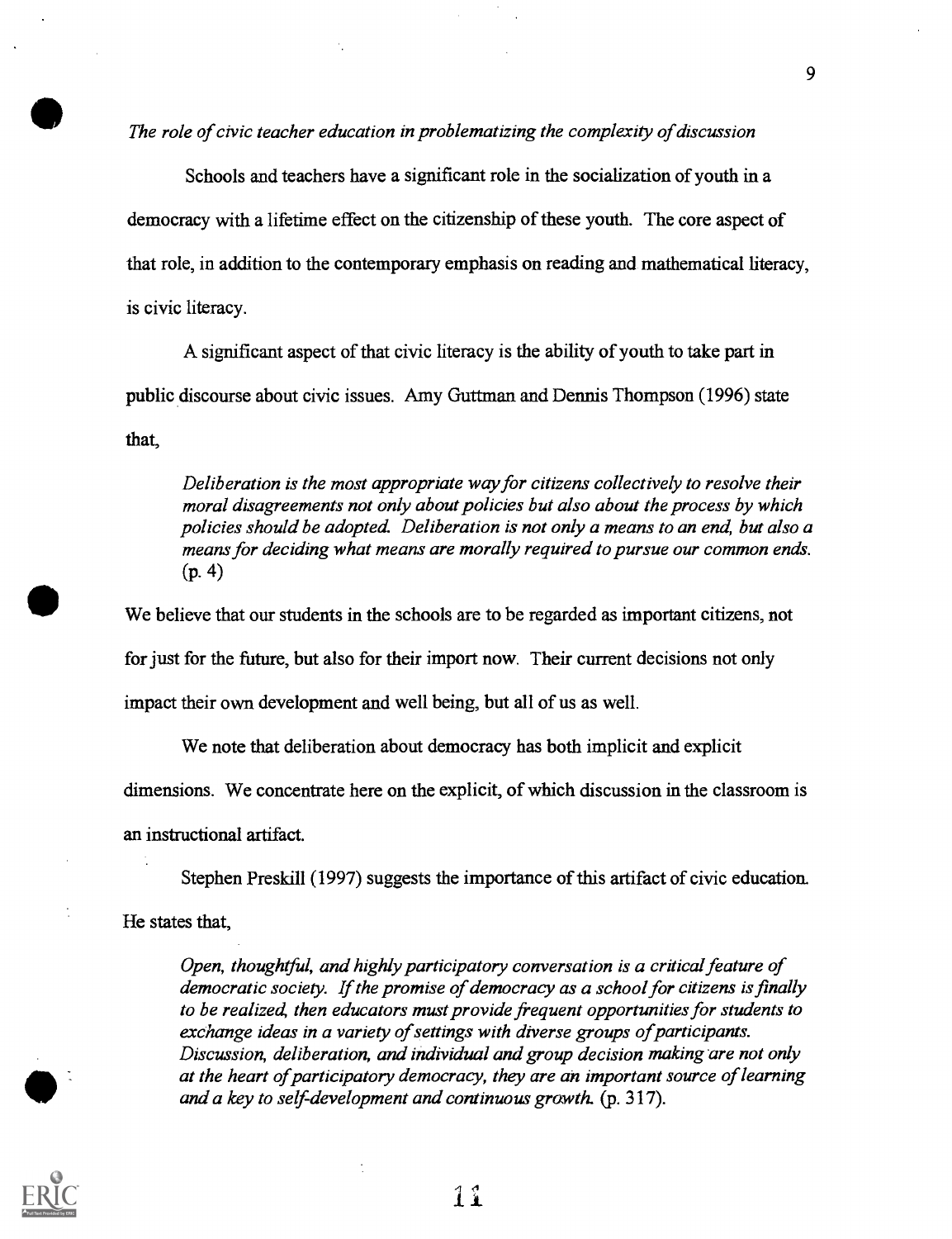*The role of civic teacher education in problematizing the complexity of discussion*

Schools and teachers have a significant role in the socialization of youth in a democracy with a lifetime effect on the citizenship of these youth. The core aspect of that role, in addition to the contemporary emphasis on reading and mathematical literacy, is civic literacy.

A significant aspect of that civic literacy is the ability of youth to take part in public discourse about civic issues. Amy Guttman and Dennis Thompson (1996) state that,

> *Deliberation is the most appropriate way for citizens collectively to resolve their moral disagreements not only about policies but also about the process by which policies should be adopted. Deliberation is not only a means to an end, but also a means for deciding what means are morally required to pursue our common ends.* (p. 4)

We believe that our students in the schools are to be regarded as important citizens, not for just for the future, but also for their import now. Their current decisions not only impact their own development and well being, but all of us as well.

We note that deliberation about democracy has both implicit and explicit dimensions. We concentrate here on the explicit, of which discussion in the classroom is an instructional artifact.

Stephen Preskill (1997) suggests the importance of this artifact of civic education. He states that,

> *Open, thoughtful, and highly participatory conversation is a critical feature of democratic society. If the promise of democracy as a school for citizens is finally to be realized, then educators must provide frequent opportunities for students to exchange ideas in a variety of settings with diverse groups of participants. Discussion, deliberation, and individual and group decision making are not only at the heart of participatory democracy, they are an important source of learning and a key to self-development and continuous growth.* (p. 317).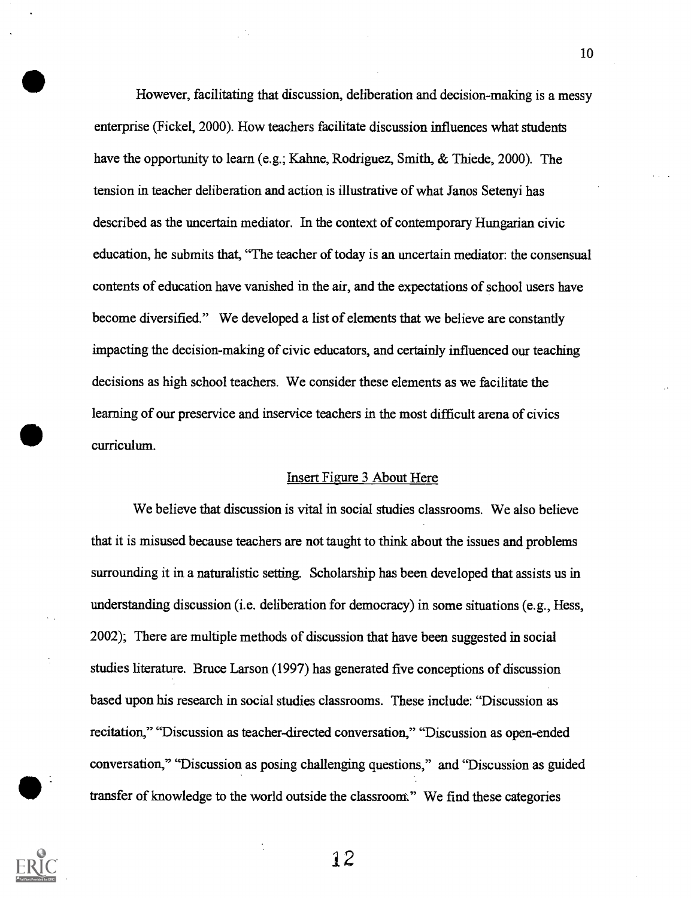However, facilitating that discussion, deliberation and decision-making is a messy enterprise (Fickel, 2000). How teachers facilitate discussion influences what students have the opportunity to learn (e.g.; Kahne, Rodriguez, Smith, & Thiede, 2000). The tension in teacher deliberation and action is illustrative of what Janos Setenyi has described as the uncertain mediator. In the context of contemporary Hungarian civic education, he submits that, "The teacher of today is an uncertain mediator: the consensual contents of education have vanished in the air, and the expectations of school users have become diversified." We developed a list of elements that we believe are constantly impacting the decision-making of civic educators, and certainly influenced our teaching decisions as high school teachers. We consider these elements as we facilitate the learning of our preservice and inservice teachers in the most difficult arena of civics curriculum.

<u>Insert Figure 3 About Here</u>

We believe that discussion is vital in social studies classrooms. We also believe that it is misused because teachers are not taught to think about the issues and problems surrounding it in a naturalistic setting. Scholarship has been developed that assists us in understanding discussion (i.e. deliberation for democracy) in some situations (e.g., Hess, 2002); There are multiple methods of discussion that have been suggested in social studies literature. Bruce Larson (1997) has generated five conceptions of discussion based upon his research in social studies classrooms. These include: "Discussion as recitation," "Discussion as teacher-directed conversation," "Discussion as open-ended conversation," "Discussion as posing challenging questions," and "Discussion as guided transfer of knowledge to the world outside the classroom." We find these categories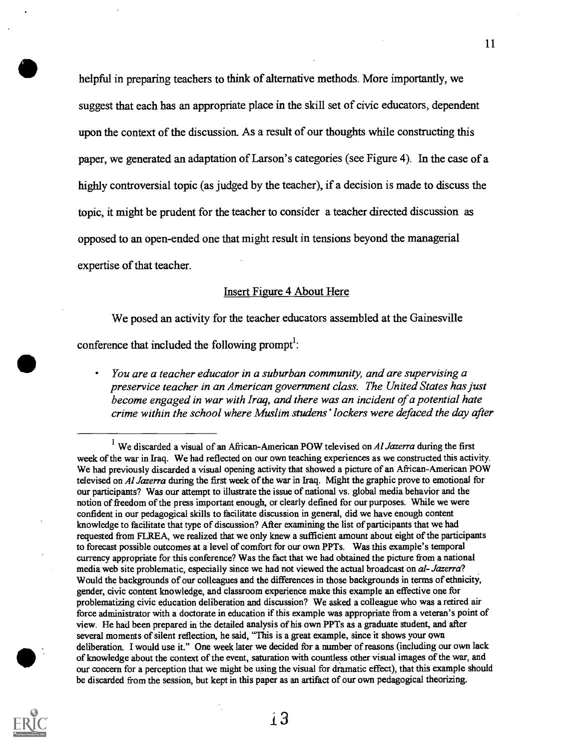helpful in preparing teachers to think of alternative methods. More importantly, we suggest that each has an appropriate place in the skill set of civic educators, dependent upon the context of the discussion. As a result of our thoughts while constructing this paper, we generated an adaptation of Larson's categories (see Figure 4). In the case of a highly controversial topic (as judged by the teacher), if a decision is made to discuss the topic, it might be prudent for the teacher to consider a teacher directed discussion as opposed to an open-ended one that might result in tensions beyond the managerial expertise of that teacher.

Insert Figure 4 About Here

We posed an activity for the teacher educators assembled at the Gainesville conference that included the following prompt[1]:

- *You are a teacher educator in a suburban community, and are supervising a preservice teacher in an American government class. The United States has just become engaged in war with Iraq, and there was an incident of a potential hate crime within the school where Muslim studens' lockers were defaced the day after*

---

[1] We discarded a visual of an African-American POW televised on *Al Jazerra* during the first week of the war in Iraq. We had reflected on our own teaching experiences as we constructed this activity. We had previously discarded a visual opening activity that showed a picture of an African-American POW televised on *Al Jazerra* during the first week of the war in Iraq. Might the graphic prove to emotional for our participants? Was our attempt to illustrate the issue of national vs. global media behavior and the notion of freedom of the press important enough, or clearly defined for our purposes. While we were confident in our pedagogical skills to facilitate discussion in general, did we have enough content knowledge to facilitate that type of discussion? After examining the list of participants that we had requested from FLREA, we realized that we only knew a sufficient amount about eight of the participants to forecast possible outcomes at a level of comfort for our own PPTs. Was this example's temporal currency appropriate for this conference? Was the fact that we had obtained the picture from a national media web site problematic, especially since we had not viewed the actual broadcast on *al- Jazerra*? Would the backgrounds of our colleagues and the differences in those backgrounds in terms of ethnicity, gender, civic content knowledge, and classroom experience make this example an effective one for problematizing civic education deliberation and discussion? We asked a colleague who was a retired air force administrator with a doctorate in education if this example was appropriate from a veteran's point of view. He had been prepared in the detailed analysis of his own PPTs as a graduate student, and after several moments of silent reflection, he said, "This is a great example, since it shows your own deliberation. I would use it." One week later we decided for a number of reasons (including our own lack of knowledge about the context of the event, saturation with countless other visual images of the war, and our concern for a perception that we might be using the visual for dramatic effect), that this example should be discarded from the session, but kept in this paper as an artifact of our own pedagogical theorizing.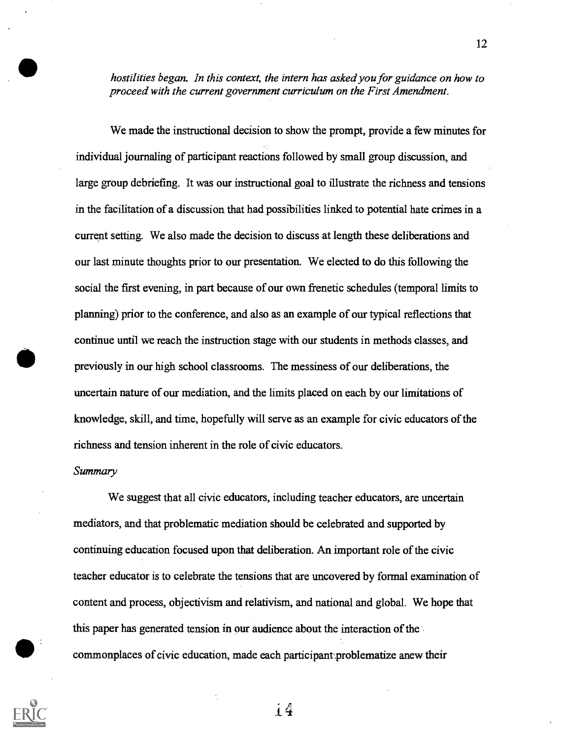*hostilities began. In this context, the intern has asked you for guidance on how to proceed with the current government curriculum on the First Amendment.*

We made the instructional decision to show the prompt, provide a few minutes for individual journaling of participant reactions followed by small group discussion, and large group debriefing. It was our instructional goal to illustrate the richness and tensions in the facilitation of a discussion that had possibilities linked to potential hate crimes in a current setting. We also made the decision to discuss at length these deliberations and our last minute thoughts prior to our presentation. We elected to do this following the social the first evening, in part because of our own frenetic schedules (temporal limits to planning) prior to the conference, and also as an example of our typical reflections that continue until we reach the instruction stage with our students in methods classes, and previously in our high school classrooms. The messiness of our deliberations, the uncertain nature of our mediation, and the limits placed on each by our limitations of knowledge, skill, and time, hopefully will serve as an example for civic educators of the richness and tension inherent in the role of civic educators.

*Summary*

We suggest that all civic educators, including teacher educators, are uncertain mediators, and that problematic mediation should be celebrated and supported by continuing education focused upon that deliberation. An important role of the civic teacher educator is to celebrate the tensions that are uncovered by formal examination of content and process, objectivism and relativism, and national and global. We hope that this paper has generated tension in our audience about the interaction of the commonplaces of civic education, made each participant problematize anew their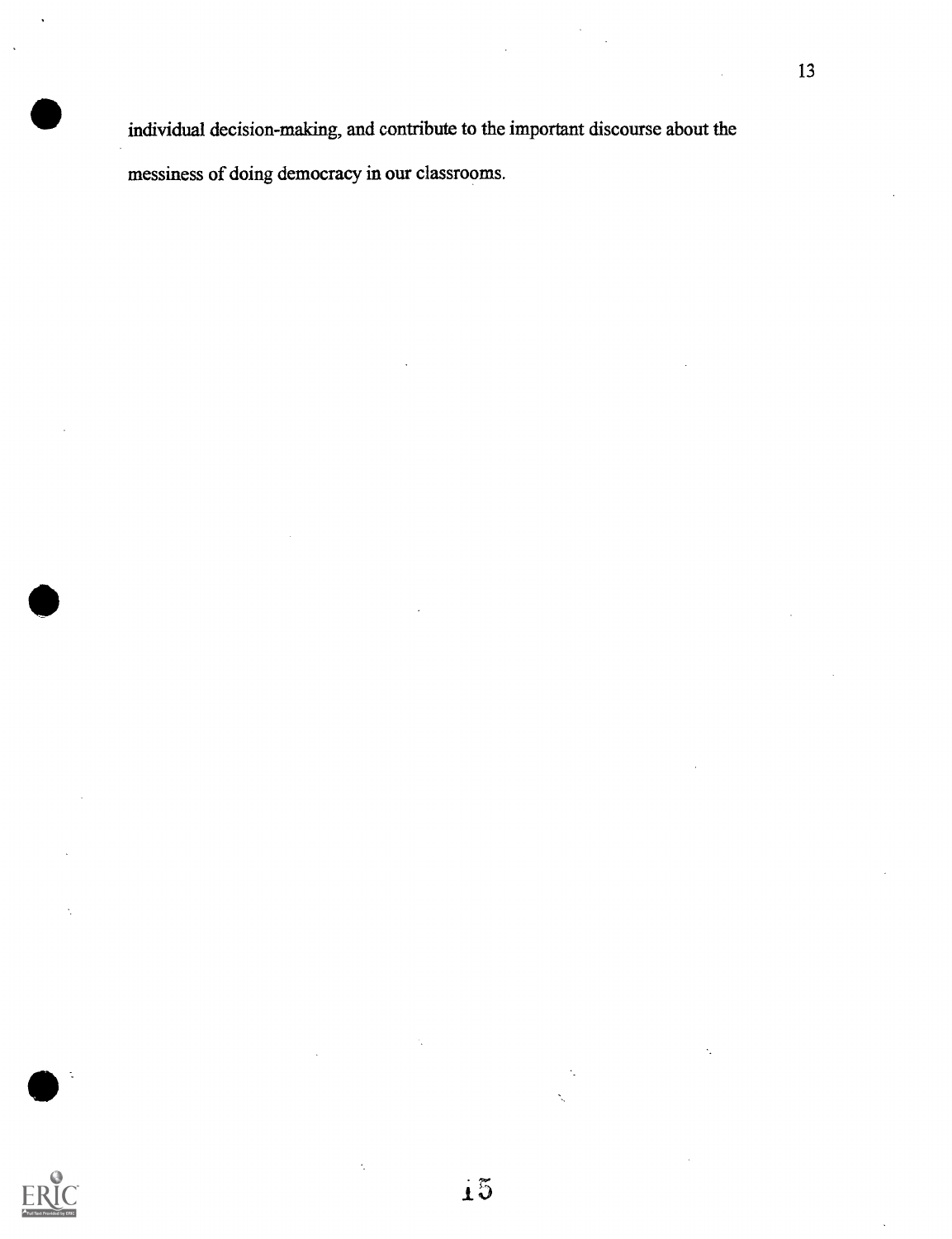individual decision-making, and contribute to the important discourse about the messiness of doing democracy in our classrooms.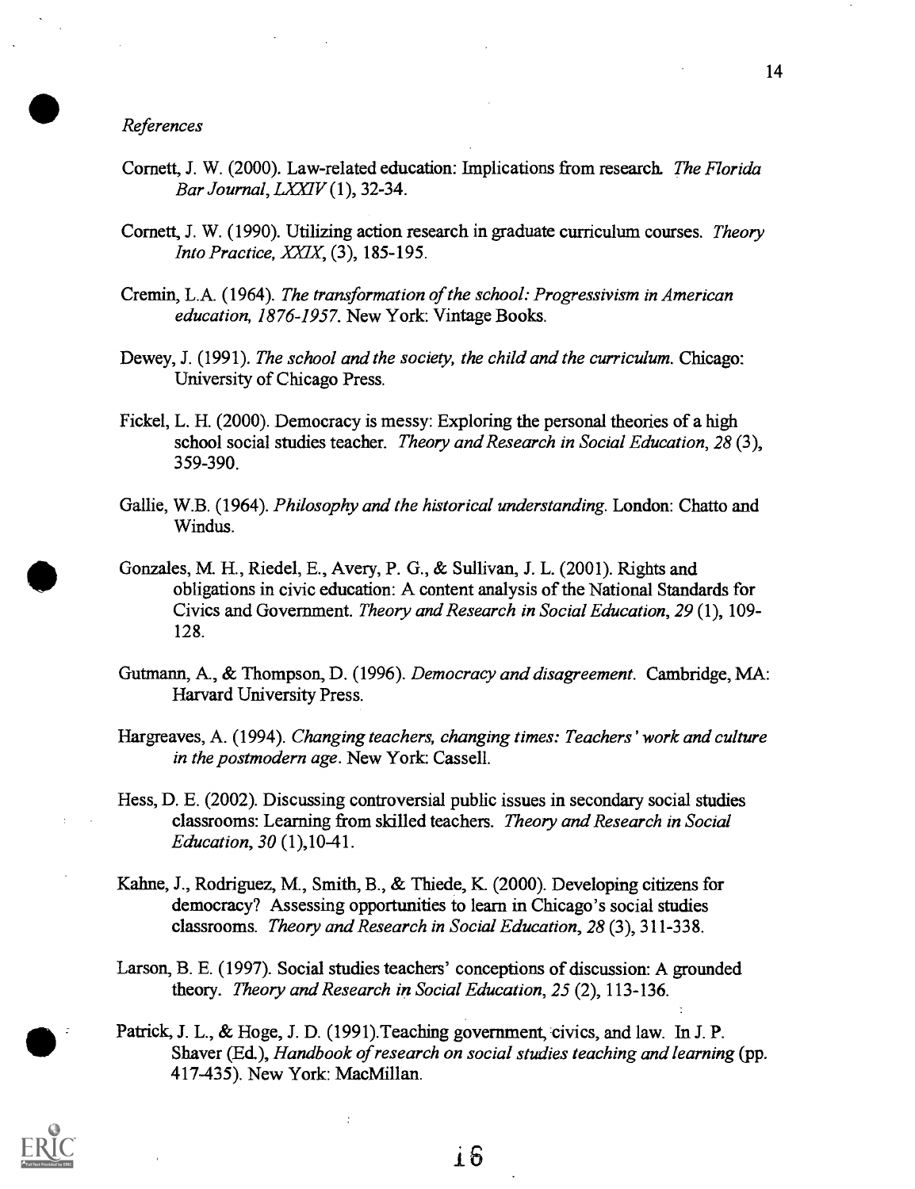*References*

Cornett, J. W. (2000). Law-related education: Implications from research. *The Florida Bar Journal, LXXIV* (1), 32-34.

Cornett, J. W. (1990). Utilizing action research in graduate curriculum courses. *Theory Into Practice, XXIX*, (3), 185-195.

Cremin, L.A. (1964). *The transformation of the school: Progressivism in American education, 1876-1957*. New York: Vintage Books.

Dewey, J. (1991). *The school and the society, the child and the curriculum*. Chicago: University of Chicago Press.

Fickel, L. H. (2000). Democracy is messy: Exploring the personal theories of a high school social studies teacher. *Theory and Research in Social Education, 28* (3), 359-390.

Gallie, W.B. (1964). *Philosophy and the historical understanding*. London: Chatto and Windus.

Gonzales, M. H., Riedel, E., Avery, P. G., & Sullivan, J. L. (2001). Rights and obligations in civic education: A content analysis of the National Standards for Civics and Government. *Theory and Research in Social Education, 29* (1), 109-128.

Gutmann, A., & Thompson, D. (1996). *Democracy and disagreement*. Cambridge, MA: Harvard University Press.

Hargreaves, A. (1994). *Changing teachers, changing times: Teachers' work and culture in the postmodern age*. New York: Cassell.

Hess, D. E. (2002). Discussing controversial public issues in secondary social studies classrooms: Learning from skilled teachers. *Theory and Research in Social Education, 30* (1),10-41.

Kahne, J., Rodriguez, M., Smith, B., & Thiede, K. (2000). Developing citizens for democracy? Assessing opportunities to learn in Chicago's social studies classrooms. *Theory and Research in Social Education, 28* (3), 311-338.

Larson, B. E. (1997). Social studies teachers' conceptions of discussion: A grounded theory. *Theory and Research in Social Education, 25* (2), 113-136.

Patrick, J. L., & Hoge, J. D. (1991).Teaching government, civics, and law. In J. P. Shaver (Ed.), *Handbook of research on social studies teaching and learning* (pp. 417-435). New York: MacMillan.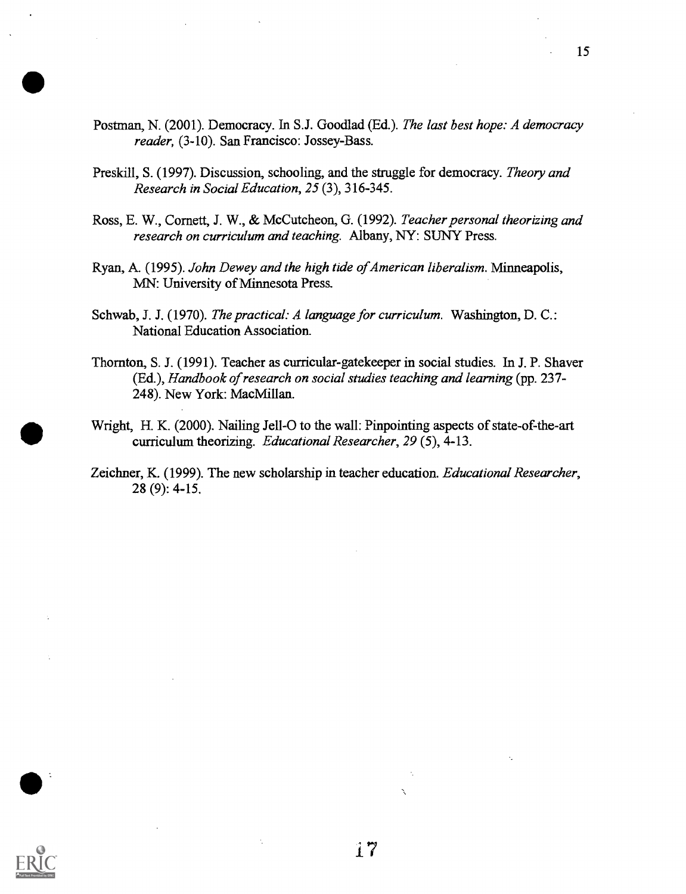Postman, N. (2001). Democracy. In S.J. Goodlad (Ed.). *The last best hope: A democracy reader,* (3-10). San Francisco: Jossey-Bass.

Preskill, S. (1997). Discussion, schooling, and the struggle for democracy. *Theory and Research in Social Education, 25* (3), 316-345.

Ross, E. W., Cornett, J. W., & McCutcheon, G. (1992). *Teacher personal theorizing and research on curriculum and teaching.* Albany, NY: SUNY Press.

Ryan, A. (1995). *John Dewey and the high tide of American liberalism.* Minneapolis, MN: University of Minnesota Press.

Schwab, J. J. (1970). *The practical: A language for curriculum.* Washington, D. C.: National Education Association.

Thornton, S. J. (1991). Teacher as curricular-gatekeeper in social studies. In J. P. Shaver (Ed.), *Handbook of research on social studies teaching and learning* (pp. 237-248). New York: MacMillan.

Wright, H. K. (2000). Nailing Jell-O to the wall: Pinpointing aspects of state-of-the-art curriculum theorizing. *Educational Researcher, 29* (5), 4-13.

Zeichner, K. (1999). The new scholarship in teacher education. *Educational Researcher,* 28 (9): 4-15.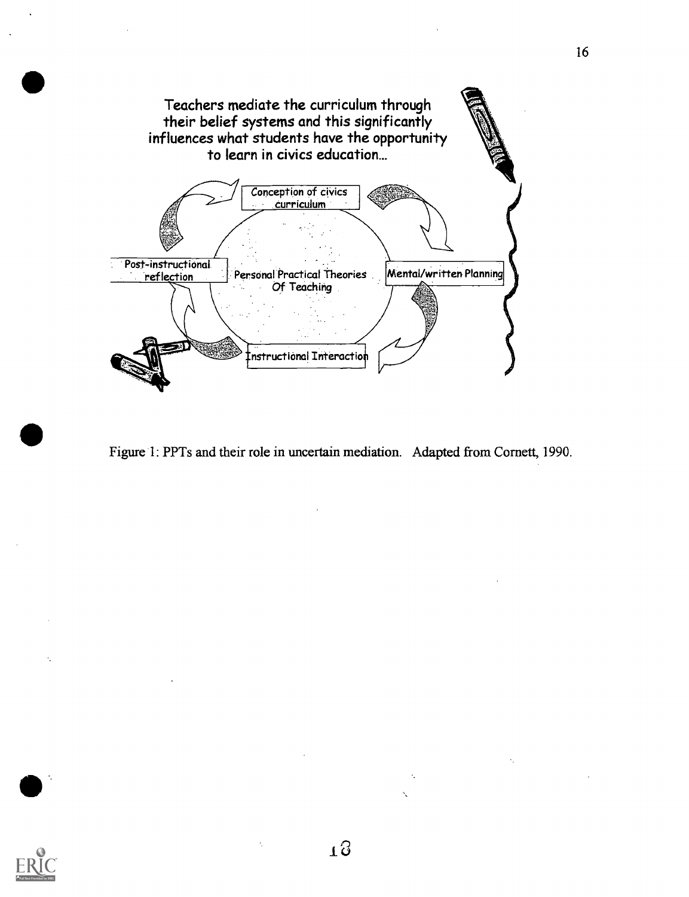Teachers mediate the curriculum through their belief systems and this significantly influences what students have the opportunity to learn in civics education...

Conception of civics curriculum

Mental/written Planning

Instructional Interaction

Post-instructional reflection

Personal Practical Theories Of Teaching

Figure 1: PPTs and their role in uncertain mediation. Adapted from Cornett, 1990.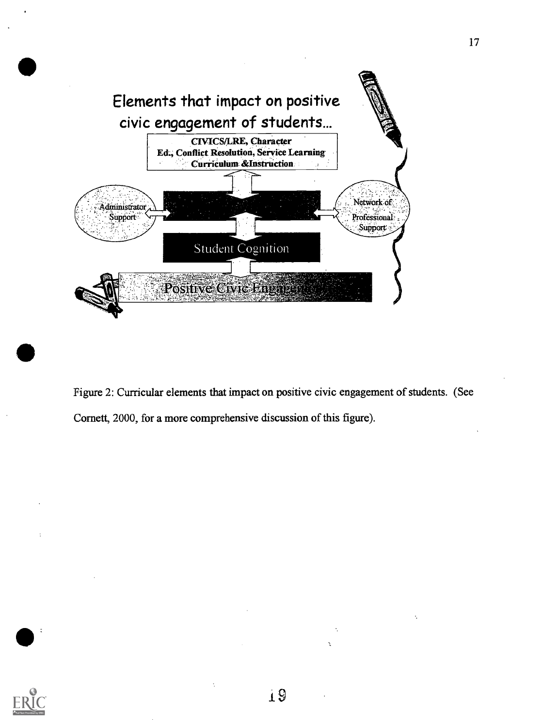Elements that impact on positive civic engagement of students...

CIVICS/LRE, Character Ed., Conflict Resolution, Service Learning Curriculum &Instruction

Administrator Support

Network of Professional Support

Student Cognition

Positive Civic Engagement

Figure 2: Curricular elements that impact on positive civic engagement of students. (See Cornett, 2000, for a more comprehensive discussion of this figure).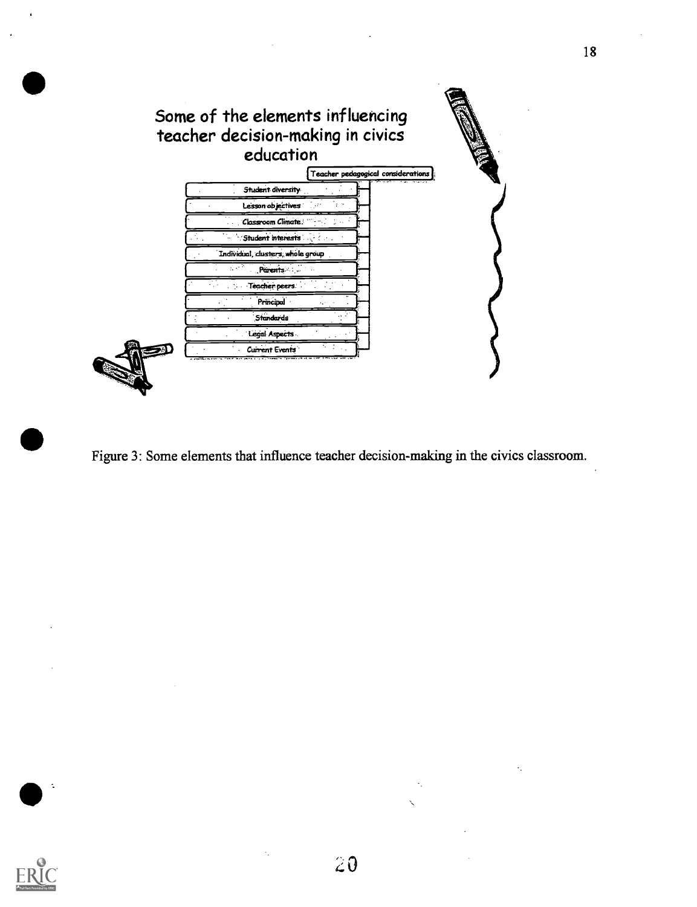Some of the elements influencing teacher decision-making in civics education

Teacher pedagogical considerations

- Student diversity
- Lesson objectives
- Classroom Climate
- Student interests
- Individual, clusters, whole group
- Parents
- Teacher peers
- Principal
- Standards
- Legal Aspects
- Current Events

Figure 3: Some elements that influence teacher decision-making in the civics classroom.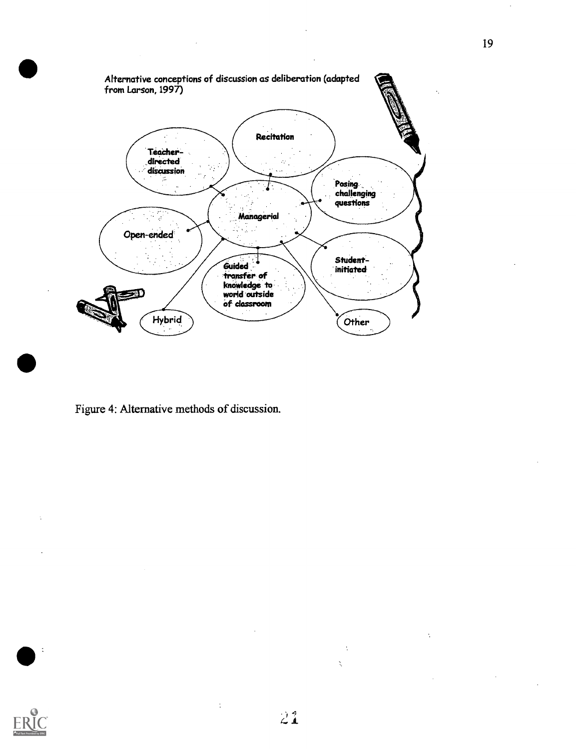Alternative conceptions of discussion as deliberation (adapted from Larson, 1997)

Managerial

- Recitation
- Teacher-directed discussion
- Posing challenging questions
- Open-ended
- Student-initiated
- Guided transfer of knowledge to world outside of classroom
- Hybrid
- Other

Figure 4: Alternative methods of discussion.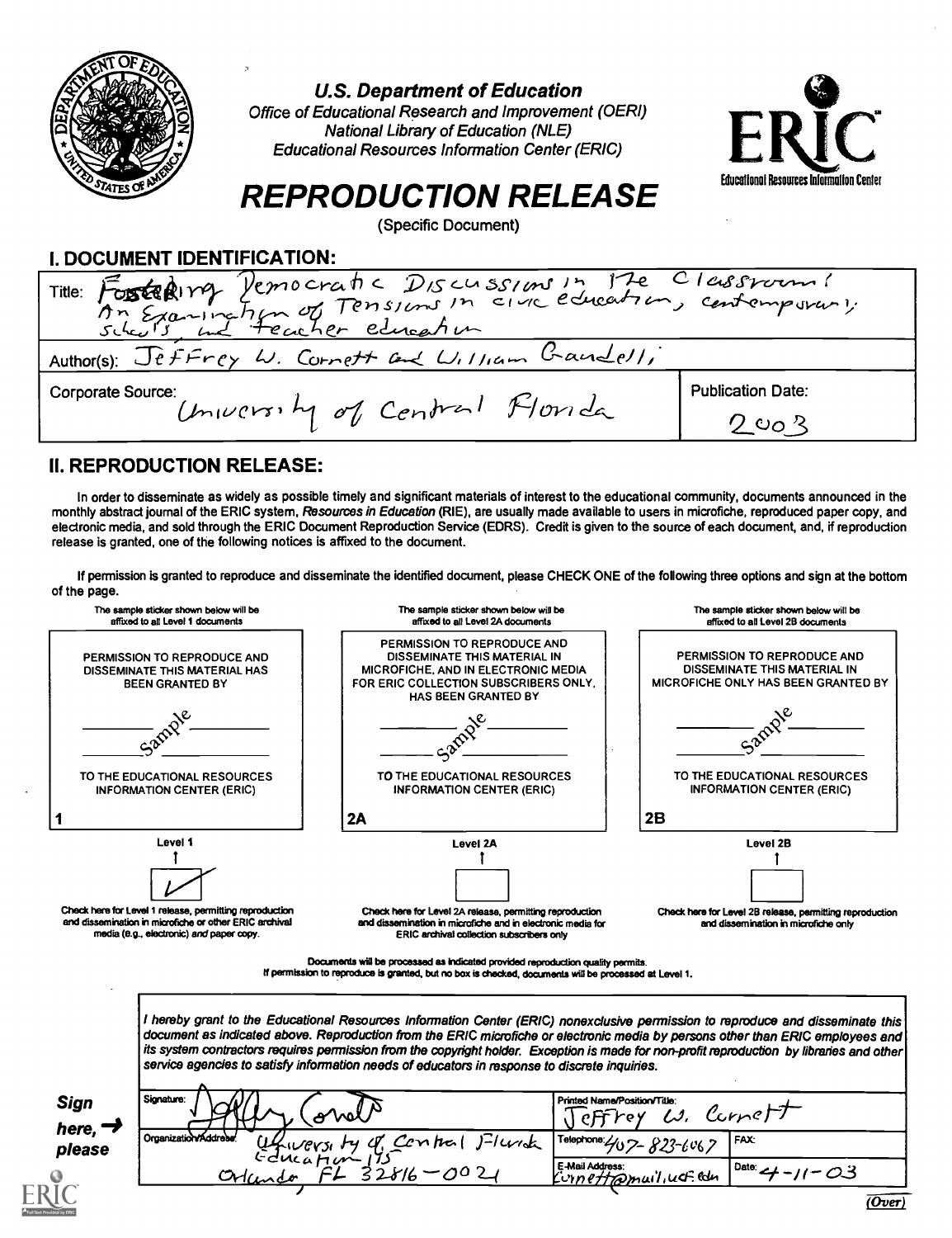# U.S. Department of Education

Office of Educational Research and Improvement (OERI)
National Library of Education (NLE)
Educational Resources Information Center (ERIC)

# REPRODUCTION RELEASE

(Specific Document)

## I. DOCUMENT IDENTIFICATION:

Title: Fostering Democratic Discussions in the Classroom: An Examination of Tensions in civic education, contemporary schools, and teacher education

Author(s): Jeffrey W. Cornett and William Gaudelli

Corporate Source: University of Central Florida

Publication Date: 2003

## II. REPRODUCTION RELEASE:

In order to disseminate as widely as possible timely and significant materials of interest to the educational community, documents announced in the monthly abstract journal of the ERIC system, *Resources in Education* (RIE), are usually made available to users in microfiche, reproduced paper copy, and electronic media, and sold through the ERIC Document Reproduction Service (EDRS). Credit is given to the source of each document, and, if reproduction release is granted, one of the following notices is affixed to the document.

If permission is granted to reproduce and disseminate the identified document, please CHECK ONE of the following three options and sign at the bottom of the page.

| The sample sticker shown below will be affixed to all Level 1 documents | The sample sticker shown below will be affixed to all Level 2A documents | The sample sticker shown below will be affixed to all Level 2B documents |
|---|---|---|
| PERMISSION TO REPRODUCE AND DISSEMINATE THIS MATERIAL HAS BEEN GRANTED BY | PERMISSION TO REPRODUCE AND DISSEMINATE THIS MATERIAL IN MICROFICHE, AND IN ELECTRONIC MEDIA FOR ERIC COLLECTION SUBSCRIBERS ONLY, HAS BEEN GRANTED BY | PERMISSION TO REPRODUCE AND DISSEMINATE THIS MATERIAL IN MICROFICHE ONLY HAS BEEN GRANTED BY |
| Sample | Sample | Sample |
| TO THE EDUCATIONAL RESOURCES INFORMATION CENTER (ERIC) | TO THE EDUCATIONAL RESOURCES INFORMATION CENTER (ERIC) | TO THE EDUCATIONAL RESOURCES INFORMATION CENTER (ERIC) |
| 1 | 2A | 2B |
| Level 1 | Level 2A | Level 2B |
| ☑ | ☐ | ☐ |
| Check here for Level 1 release, permitting reproduction and dissemination in microfiche or other ERIC archival media (e.g., electronic) *and* paper copy. | Check here for Level 2A release, permitting reproduction and dissemination in microfiche and in electronic media for ERIC archival collection subscribers only | Check here for Level 2B release, permitting reproduction and dissemination in microfiche only |

Documents will be processed as indicated provided reproduction quality permits.
If permission to reproduce is granted, but no box is checked, documents will be processed at Level 1.

*I hereby grant to the Educational Resources Information Center (ERIC) nonexclusive permission to reproduce and disseminate this document as indicated above. Reproduction from the ERIC microfiche or electronic media by persons other than ERIC employees and its system contractors requires permission from the copyright holder. Exception is made for non-profit reproduction by libraries and other service agencies to satisfy information needs of educators in response to discrete inquiries.*

**Sign here, please**

| | |
|---|---|
| Signature: Jeffrey Cornett | Printed Name/Position/Title: Jeffrey W. Cornett |
| Organization/Address: University of Central Florida, Education 115, Orlando, FL 32816-0021 | Telephone: 407-823-6067 &nbsp; FAX: |
| | E-Mail Address: cornett@mail.ucf.edu &nbsp; Date: 4-11-03 |

(Over)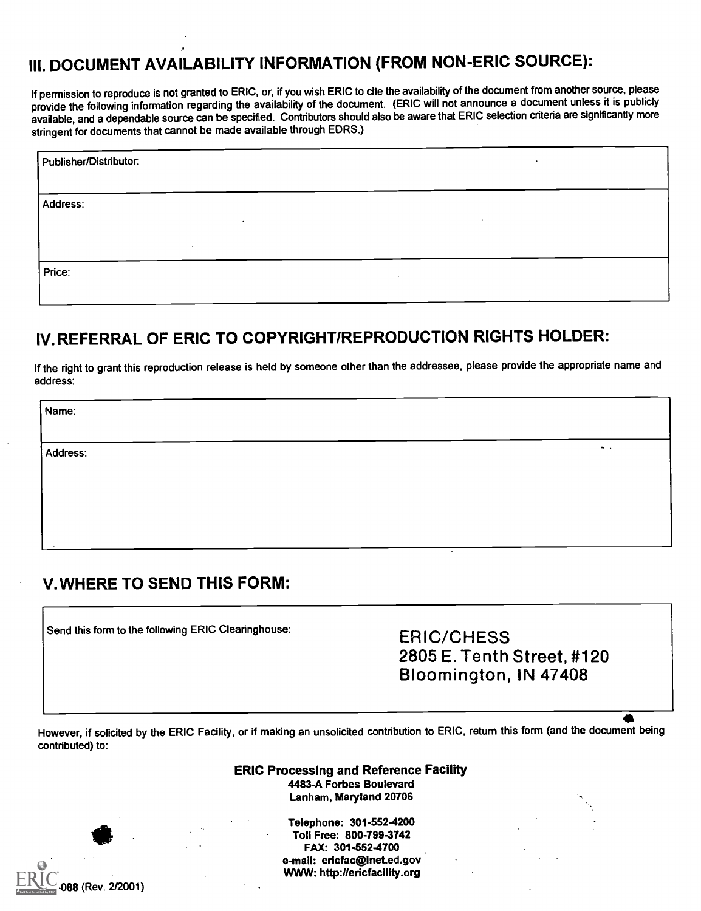## III. DOCUMENT AVAILABILITY INFORMATION (FROM NON-ERIC SOURCE):

If permission to reproduce is not granted to ERIC, or, if you wish ERIC to cite the availability of the document from another source, please provide the following information regarding the availability of the document. (ERIC will not announce a document unless it is publicly available, and a dependable source can be specified. Contributors should also be aware that ERIC selection criteria are significantly more stringent for documents that cannot be made available through EDRS.)

| |
|---|
| Publisher/Distributor: |
| Address: |
| Price: |

## IV. REFERRAL OF ERIC TO COPYRIGHT/REPRODUCTION RIGHTS HOLDER:

If the right to grant this reproduction release is held by someone other than the addressee, please provide the appropriate name and address:

| |
|---|
| Name: |
| Address: |

## V. WHERE TO SEND THIS FORM:

| | |
|---|---|
| Send this form to the following ERIC Clearinghouse: | ERIC/CHESS<br>2805 E. Tenth Street, #120<br>Bloomington, IN 47408 |

However, if solicited by the ERIC Facility, or if making an unsolicited contribution to ERIC, return this form (and the document being contributed) to:

**ERIC Processing and Reference Facility**
**4483-A Forbes Boulevard**
**Lanham, Maryland 20706**

**Telephone: 301-552-4200**
**Toll Free: 800-799-3742**
**FAX: 301-552-4700**
**e-mail: ericfac@inet.ed.gov**
**WWW: http://ericfacility.org**

-088 (Rev. 2/2001)